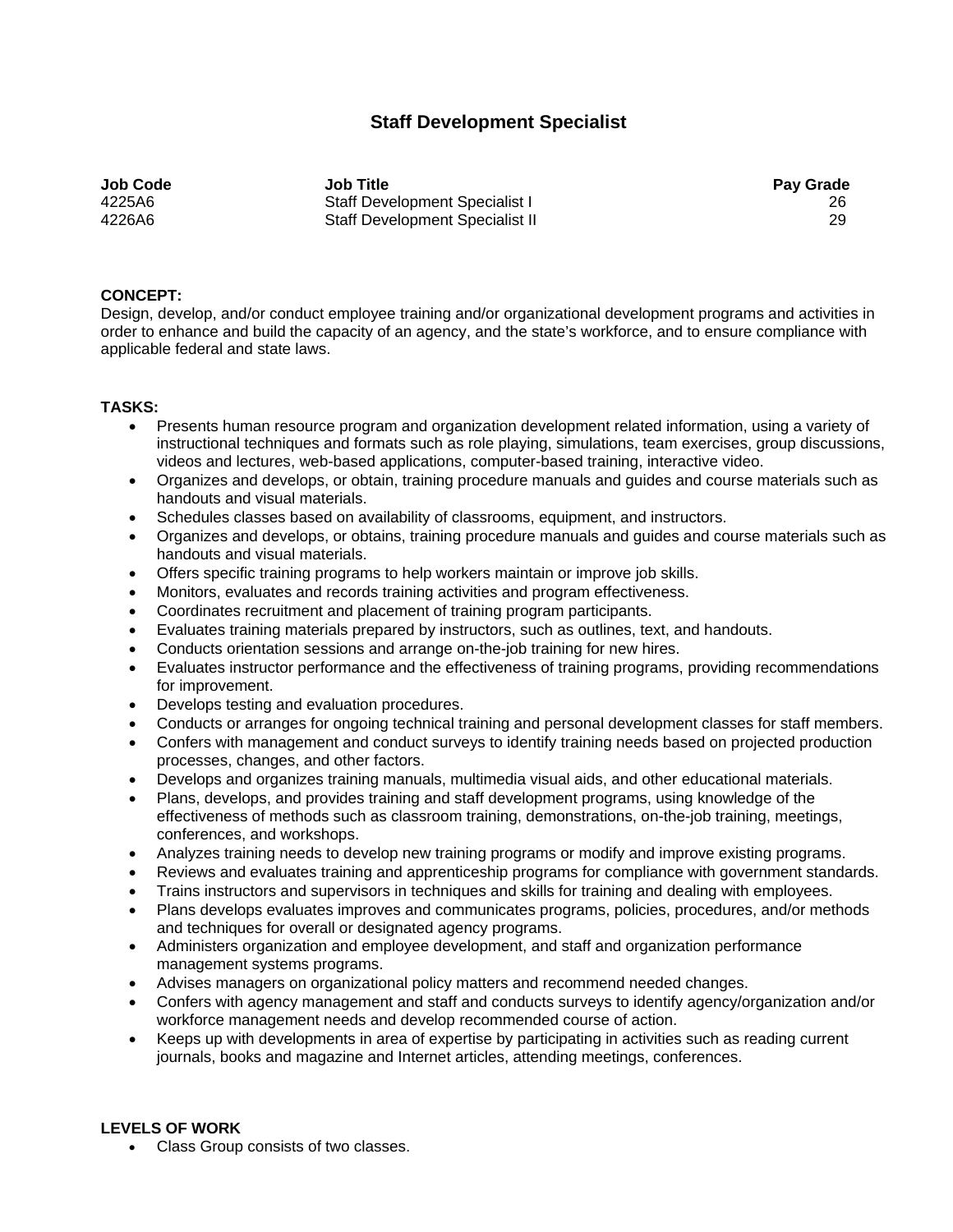# Staff Development Specialist

| Job Code | Job Title | Pay Grade |
|---|---|---|
| 4225A6 | Staff Development Specialist I | 26 |
| 4226A6 | Staff Development Specialist II | 29 |

**CONCEPT:**
Design, develop, and/or conduct employee training and/or organizational development programs and activities in order to enhance and build the capacity of an agency, and the state's workforce, and to ensure compliance with applicable federal and state laws.

**TASKS:**

- Presents human resource program and organization development related information, using a variety of instructional techniques and formats such as role playing, simulations, team exercises, group discussions, videos and lectures, web-based applications, computer-based training, interactive video.
- Organizes and develops, or obtain, training procedure manuals and guides and course materials such as handouts and visual materials.
- Schedules classes based on availability of classrooms, equipment, and instructors.
- Organizes and develops, or obtains, training procedure manuals and guides and course materials such as handouts and visual materials.
- Offers specific training programs to help workers maintain or improve job skills.
- Monitors, evaluates and records training activities and program effectiveness.
- Coordinates recruitment and placement of training program participants.
- Evaluates training materials prepared by instructors, such as outlines, text, and handouts.
- Conducts orientation sessions and arrange on-the-job training for new hires.
- Evaluates instructor performance and the effectiveness of training programs, providing recommendations for improvement.
- Develops testing and evaluation procedures.
- Conducts or arranges for ongoing technical training and personal development classes for staff members.
- Confers with management and conduct surveys to identify training needs based on projected production processes, changes, and other factors.
- Develops and organizes training manuals, multimedia visual aids, and other educational materials.
- Plans, develops, and provides training and staff development programs, using knowledge of the effectiveness of methods such as classroom training, demonstrations, on-the-job training, meetings, conferences, and workshops.
- Analyzes training needs to develop new training programs or modify and improve existing programs.
- Reviews and evaluates training and apprenticeship programs for compliance with government standards.
- Trains instructors and supervisors in techniques and skills for training and dealing with employees.
- Plans develops evaluates improves and communicates programs, policies, procedures, and/or methods and techniques for overall or designated agency programs.
- Administers organization and employee development, and staff and organization performance management systems programs.
- Advises managers on organizational policy matters and recommend needed changes.
- Confers with agency management and staff and conducts surveys to identify agency/organization and/or workforce management needs and develop recommended course of action.
- Keeps up with developments in area of expertise by participating in activities such as reading current journals, books and magazine and Internet articles, attending meetings, conferences.

**LEVELS OF WORK**

- Class Group consists of two classes.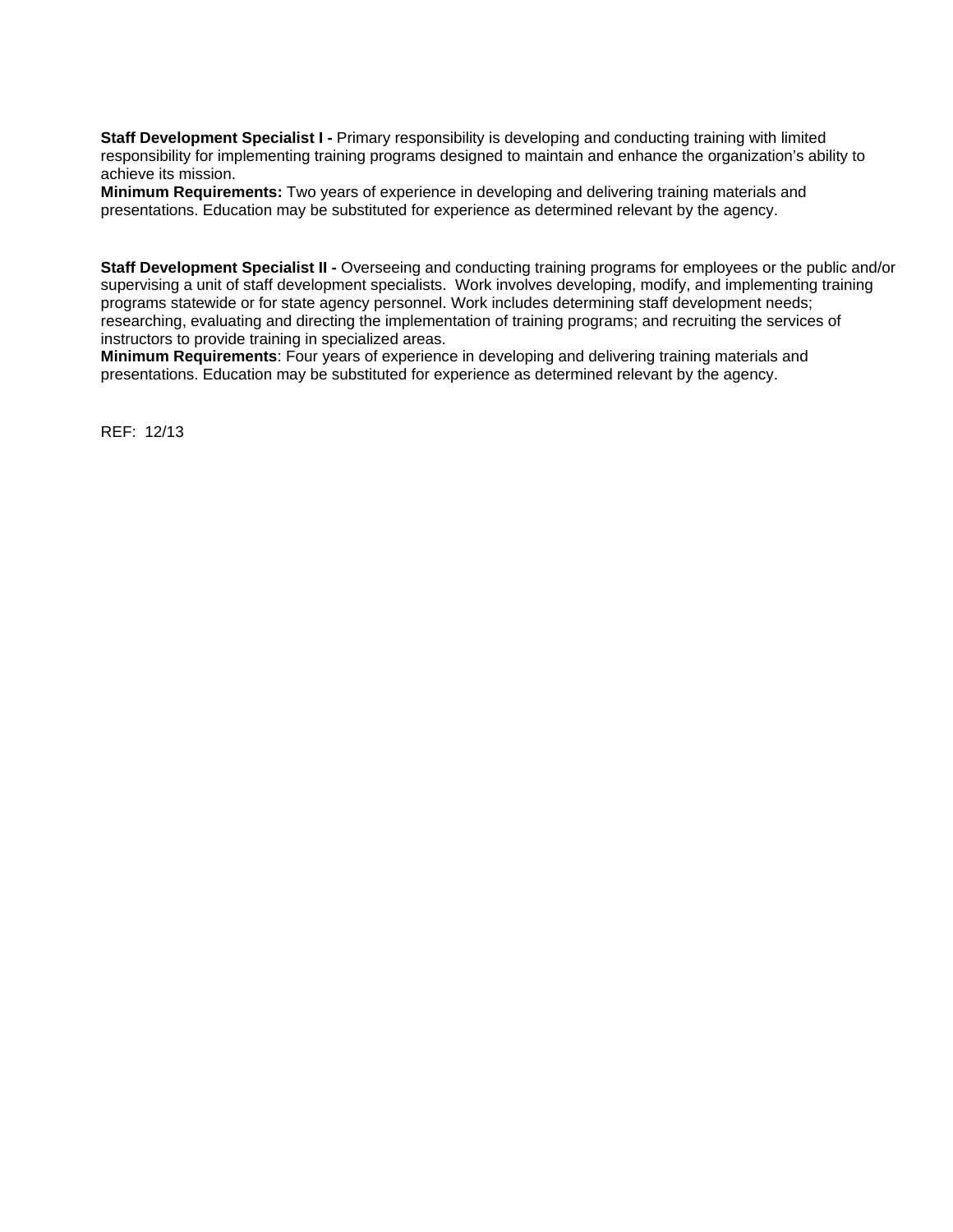**Staff Development Specialist I -** Primary responsibility is developing and conducting training with limited responsibility for implementing training programs designed to maintain and enhance the organization's ability to achieve its mission.
**Minimum Requirements:** Two years of experience in developing and delivering training materials and presentations. Education may be substituted for experience as determined relevant by the agency.

**Staff Development Specialist II -** Overseeing and conducting training programs for employees or the public and/or supervising a unit of staff development specialists. Work involves developing, modify, and implementing training programs statewide or for state agency personnel. Work includes determining staff development needs; researching, evaluating and directing the implementation of training programs; and recruiting the services of instructors to provide training in specialized areas.
**Minimum Requirements**: Four years of experience in developing and delivering training materials and presentations. Education may be substituted for experience as determined relevant by the agency.

REF: 12/13